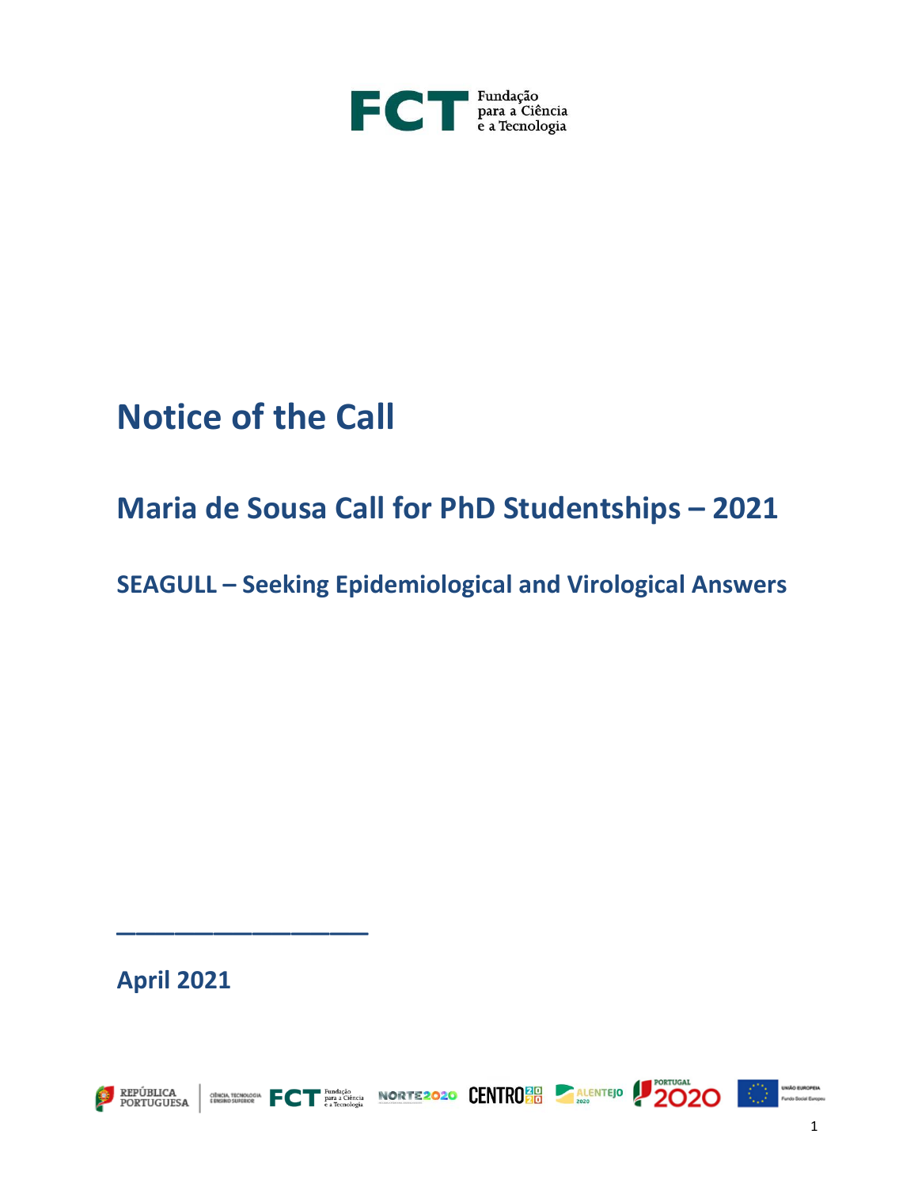# Notice of the Call

## Maria de Sousa Call for PhD Studentships – 2021

### SEAGULL – Seeking Epidemiological and Virological Answers

\_\_\_\_\_\_\_\_\_\_\_\_\_\_\_\_\_\_\_\_

**April 2021**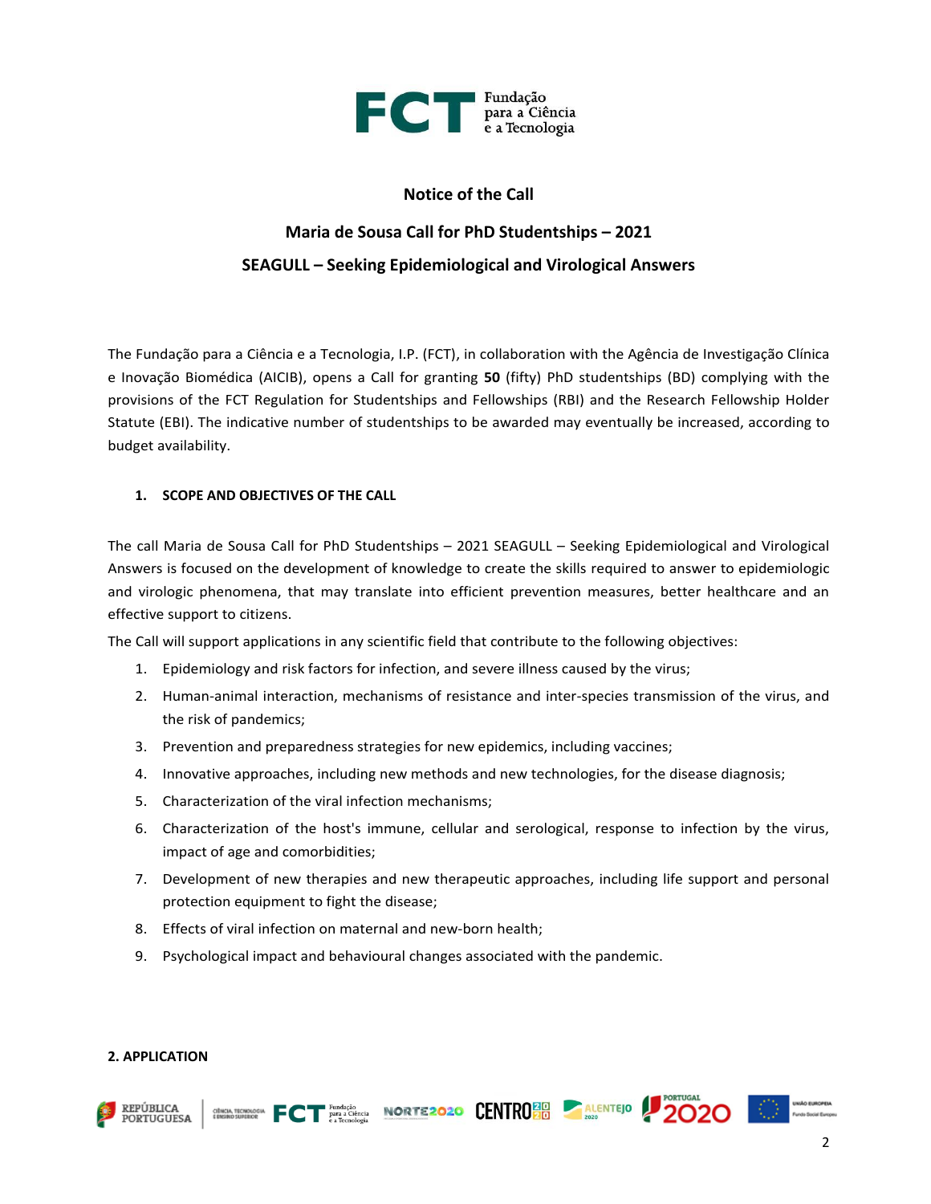# Notice of the Call

## Maria de Sousa Call for PhD Studentships – 2021

## SEAGULL – Seeking Epidemiological and Virological Answers

The Fundação para a Ciência e a Tecnologia, I.P. (FCT), in collaboration with the Agência de Investigação Clínica e Inovação Biomédica (AICIB), opens a Call for granting **50** (fifty) PhD studentships (BD) complying with the provisions of the FCT Regulation for Studentships and Fellowships (RBI) and the Research Fellowship Holder Statute (EBI). The indicative number of studentships to be awarded may eventually be increased, according to budget availability.

### 1. SCOPE AND OBJECTIVES OF THE CALL

The call Maria de Sousa Call for PhD Studentships – 2021 SEAGULL – Seeking Epidemiological and Virological Answers is focused on the development of knowledge to create the skills required to answer to epidemiologic and virologic phenomena, that may translate into efficient prevention measures, better healthcare and an effective support to citizens.

The Call will support applications in any scientific field that contribute to the following objectives:

1. Epidemiology and risk factors for infection, and severe illness caused by the virus;
2. Human-animal interaction, mechanisms of resistance and inter-species transmission of the virus, and the risk of pandemics;
3. Prevention and preparedness strategies for new epidemics, including vaccines;
4. Innovative approaches, including new methods and new technologies, for the disease diagnosis;
5. Characterization of the viral infection mechanisms;
6. Characterization of the host's immune, cellular and serological, response to infection by the virus, impact of age and comorbidities;
7. Development of new therapies and new therapeutic approaches, including life support and personal protection equipment to fight the disease;
8. Effects of viral infection on maternal and new-born health;
9. Psychological impact and behavioural changes associated with the pandemic.

### 2. APPLICATION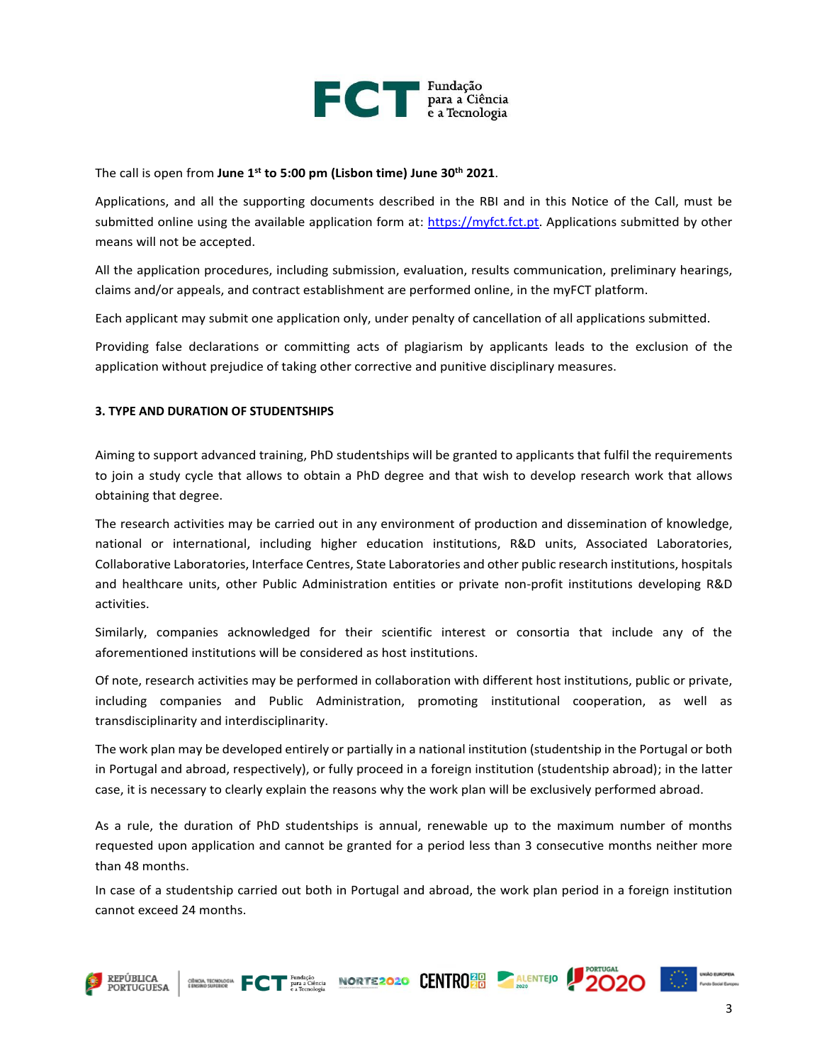The call is open from **June 1st to 5:00 pm (Lisbon time) June 30th 2021**.

Applications, and all the supporting documents described in the RBI and in this Notice of the Call, must be submitted online using the available application form at: https://myfct.fct.pt. Applications submitted by other means will not be accepted.

All the application procedures, including submission, evaluation, results communication, preliminary hearings, claims and/or appeals, and contract establishment are performed online, in the myFCT platform.

Each applicant may submit one application only, under penalty of cancellation of all applications submitted.

Providing false declarations or committing acts of plagiarism by applicants leads to the exclusion of the application without prejudice of taking other corrective and punitive disciplinary measures.

## 3. TYPE AND DURATION OF STUDENTSHIPS

Aiming to support advanced training, PhD studentships will be granted to applicants that fulfil the requirements to join a study cycle that allows to obtain a PhD degree and that wish to develop research work that allows obtaining that degree.

The research activities may be carried out in any environment of production and dissemination of knowledge, national or international, including higher education institutions, R&D units, Associated Laboratories, Collaborative Laboratories, Interface Centres, State Laboratories and other public research institutions, hospitals and healthcare units, other Public Administration entities or private non-profit institutions developing R&D activities.

Similarly, companies acknowledged for their scientific interest or consortia that include any of the aforementioned institutions will be considered as host institutions.

Of note, research activities may be performed in collaboration with different host institutions, public or private, including companies and Public Administration, promoting institutional cooperation, as well as transdisciplinarity and interdisciplinarity.

The work plan may be developed entirely or partially in a national institution (studentship in the Portugal or both in Portugal and abroad, respectively), or fully proceed in a foreign institution (studentship abroad); in the latter case, it is necessary to clearly explain the reasons why the work plan will be exclusively performed abroad.

As a rule, the duration of PhD studentships is annual, renewable up to the maximum number of months requested upon application and cannot be granted for a period less than 3 consecutive months neither more than 48 months.

In case of a studentship carried out both in Portugal and abroad, the work plan period in a foreign institution cannot exceed 24 months.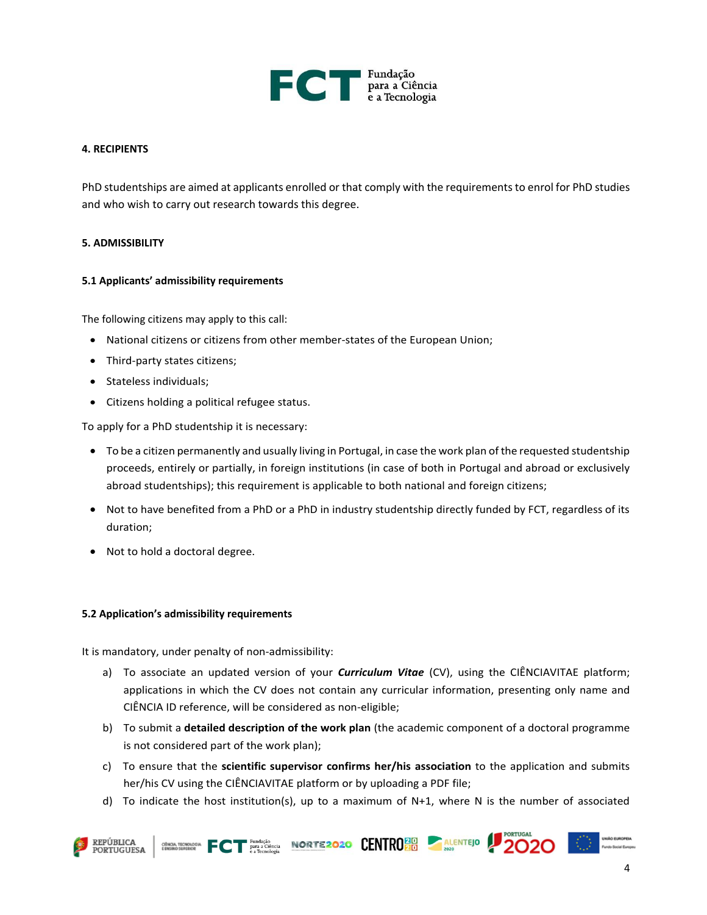## 4. RECIPIENTS

PhD studentships are aimed at applicants enrolled or that comply with the requirements to enrol for PhD studies and who wish to carry out research towards this degree.

## 5. ADMISSIBILITY

### 5.1 Applicants' admissibility requirements

The following citizens may apply to this call:

- National citizens or citizens from other member-states of the European Union;
- Third-party states citizens;
- Stateless individuals;
- Citizens holding a political refugee status.

To apply for a PhD studentship it is necessary:

- To be a citizen permanently and usually living in Portugal, in case the work plan of the requested studentship proceeds, entirely or partially, in foreign institutions (in case of both in Portugal and abroad or exclusively abroad studentships); this requirement is applicable to both national and foreign citizens;
- Not to have benefited from a PhD or a PhD in industry studentship directly funded by FCT, regardless of its duration;
- Not to hold a doctoral degree.

### 5.2 Application's admissibility requirements

It is mandatory, under penalty of non-admissibility:

a) To associate an updated version of your ***Curriculum Vitae*** (CV), using the CIÊNCIAVITAE platform; applications in which the CV does not contain any curricular information, presenting only name and CIÊNCIA ID reference, will be considered as non-eligible;

b) To submit a **detailed description of the work plan** (the academic component of a doctoral programme is not considered part of the work plan);

c) To ensure that the **scientific supervisor confirms her/his association** to the application and submits her/his CV using the CIÊNCIAVITAE platform or by uploading a PDF file;

d) To indicate the host institution(s), up to a maximum of N+1, where N is the number of associated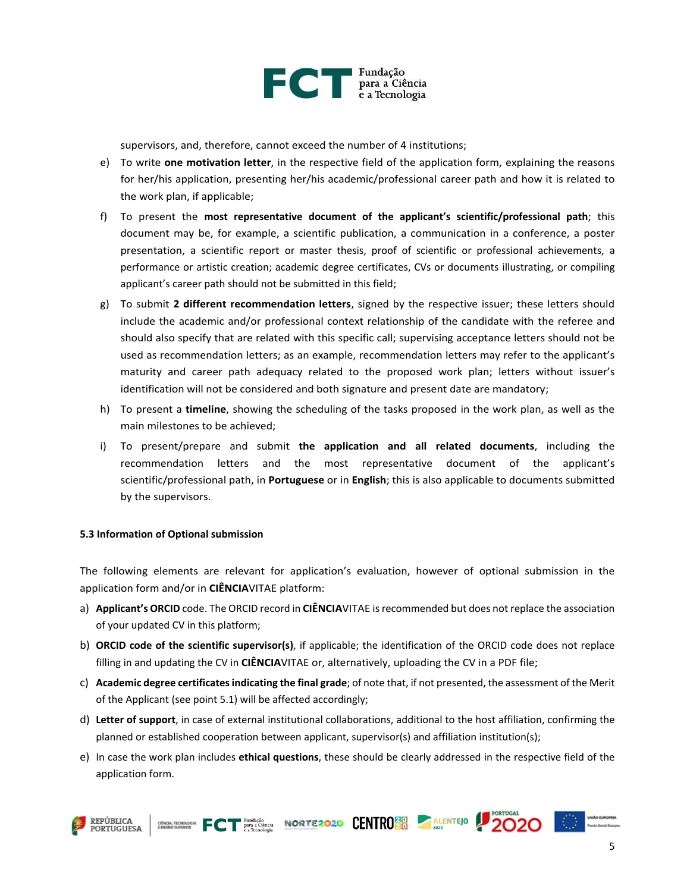supervisors, and, therefore, cannot exceed the number of 4 institutions;

e) To write **one motivation letter**, in the respective field of the application form, explaining the reasons for her/his application, presenting her/his academic/professional career path and how it is related to the work plan, if applicable;

f) To present the **most representative document of the applicant's scientific/professional path**; this document may be, for example, a scientific publication, a communication in a conference, a poster presentation, a scientific report or master thesis, proof of scientific or professional achievements, a performance or artistic creation; academic degree certificates, CVs or documents illustrating, or compiling applicant's career path should not be submitted in this field;

g) To submit **2 different recommendation letters**, signed by the respective issuer; these letters should include the academic and/or professional context relationship of the candidate with the referee and should also specify that are related with this specific call; supervising acceptance letters should not be used as recommendation letters; as an example, recommendation letters may refer to the applicant's maturity and career path adequacy related to the proposed work plan; letters without issuer's identification will not be considered and both signature and present date are mandatory;

h) To present a **timeline**, showing the scheduling of the tasks proposed in the work plan, as well as the main milestones to be achieved;

i) To present/prepare and submit **the application and all related documents**, including the recommendation letters and the most representative document of the applicant's scientific/professional path, in **Portuguese** or in **English**; this is also applicable to documents submitted by the supervisors.

### 5.3 Information of Optional submission

The following elements are relevant for application's evaluation, however of optional submission in the application form and/or in **CIÊNCIA**VITAE platform:

a) **Applicant's ORCID** code. The ORCID record in **CIÊNCIA**VITAE is recommended but does not replace the association of your updated CV in this platform;

b) **ORCID code of the scientific supervisor(s)**, if applicable; the identification of the ORCID code does not replace filling in and updating the CV in **CIÊNCIA**VITAE or, alternatively, uploading the CV in a PDF file;

c) **Academic degree certificates indicating the final grade**; of note that, if not presented, the assessment of the Merit of the Applicant (see point 5.1) will be affected accordingly;

d) **Letter of support**, in case of external institutional collaborations, additional to the host affiliation, confirming the planned or established cooperation between applicant, supervisor(s) and affiliation institution(s);

e) In case the work plan includes **ethical questions**, these should be clearly addressed in the respective field of the application form.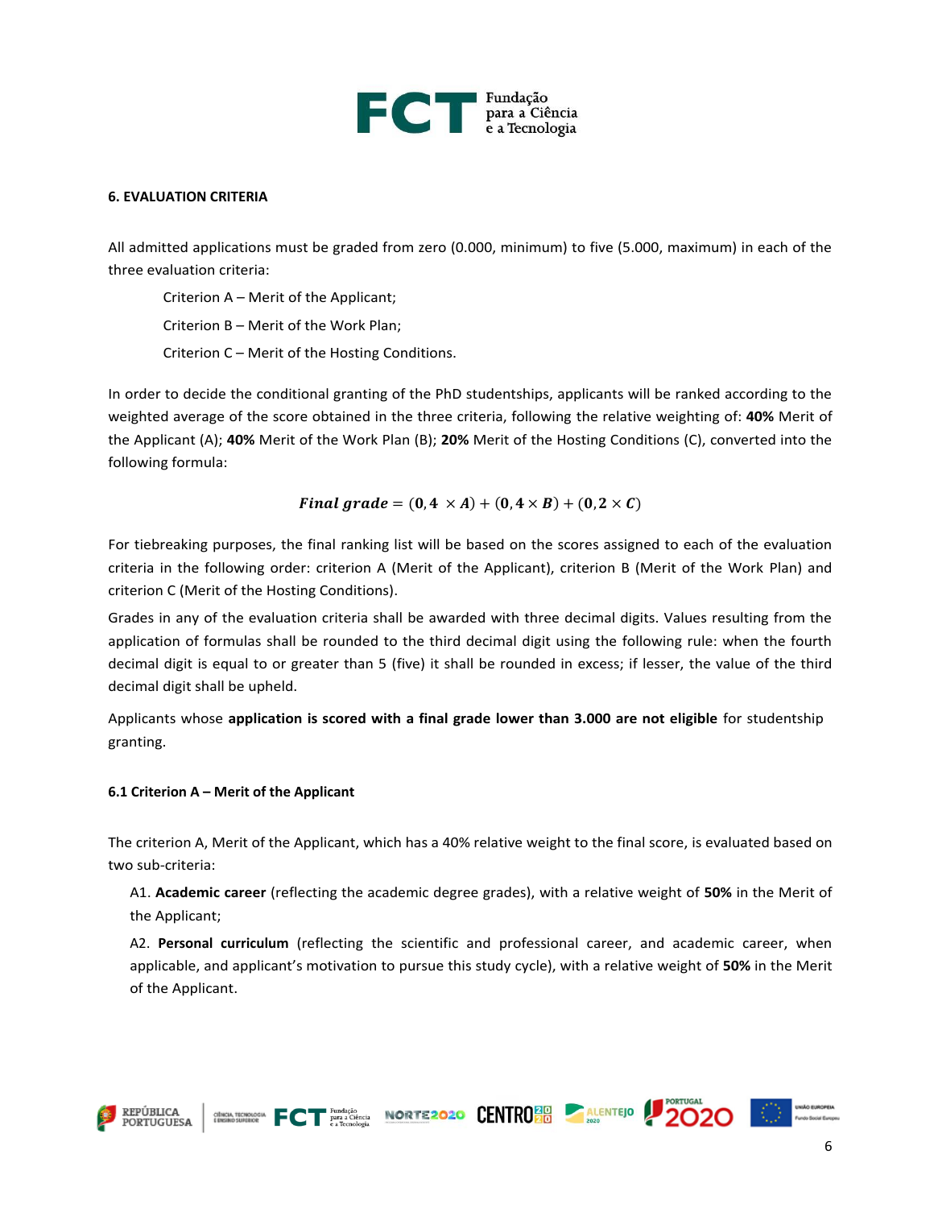## 6. EVALUATION CRITERIA

All admitted applications must be graded from zero (0.000, minimum) to five (5.000, maximum) in each of the three evaluation criteria:

Criterion A – Merit of the Applicant;

Criterion B – Merit of the Work Plan;

Criterion C – Merit of the Hosting Conditions.

In order to decide the conditional granting of the PhD studentships, applicants will be ranked according to the weighted average of the score obtained in the three criteria, following the relative weighting of: **40%** Merit of the Applicant (A); **40%** Merit of the Work Plan (B); **20%** Merit of the Hosting Conditions (C), converted into the following formula:

$$\boldsymbol{Final\ grade} = (\mathbf{0,4} \times \boldsymbol{A}) + (\mathbf{0,4} \times \boldsymbol{B}) + (\mathbf{0,2} \times \boldsymbol{C})$$

For tiebreaking purposes, the final ranking list will be based on the scores assigned to each of the evaluation criteria in the following order: criterion A (Merit of the Applicant), criterion B (Merit of the Work Plan) and criterion C (Merit of the Hosting Conditions).

Grades in any of the evaluation criteria shall be awarded with three decimal digits. Values resulting from the application of formulas shall be rounded to the third decimal digit using the following rule: when the fourth decimal digit is equal to or greater than 5 (five) it shall be rounded in excess; if lesser, the value of the third decimal digit shall be upheld.

Applicants whose **application is scored with a final grade lower than 3.000 are not eligible** for studentship granting.

### 6.1 Criterion A – Merit of the Applicant

The criterion A, Merit of the Applicant, which has a 40% relative weight to the final score, is evaluated based on two sub-criteria:

A1. **Academic career** (reflecting the academic degree grades), with a relative weight of **50%** in the Merit of the Applicant;

A2. **Personal curriculum** (reflecting the scientific and professional career, and academic career, when applicable, and applicant's motivation to pursue this study cycle), with a relative weight of **50%** in the Merit of the Applicant.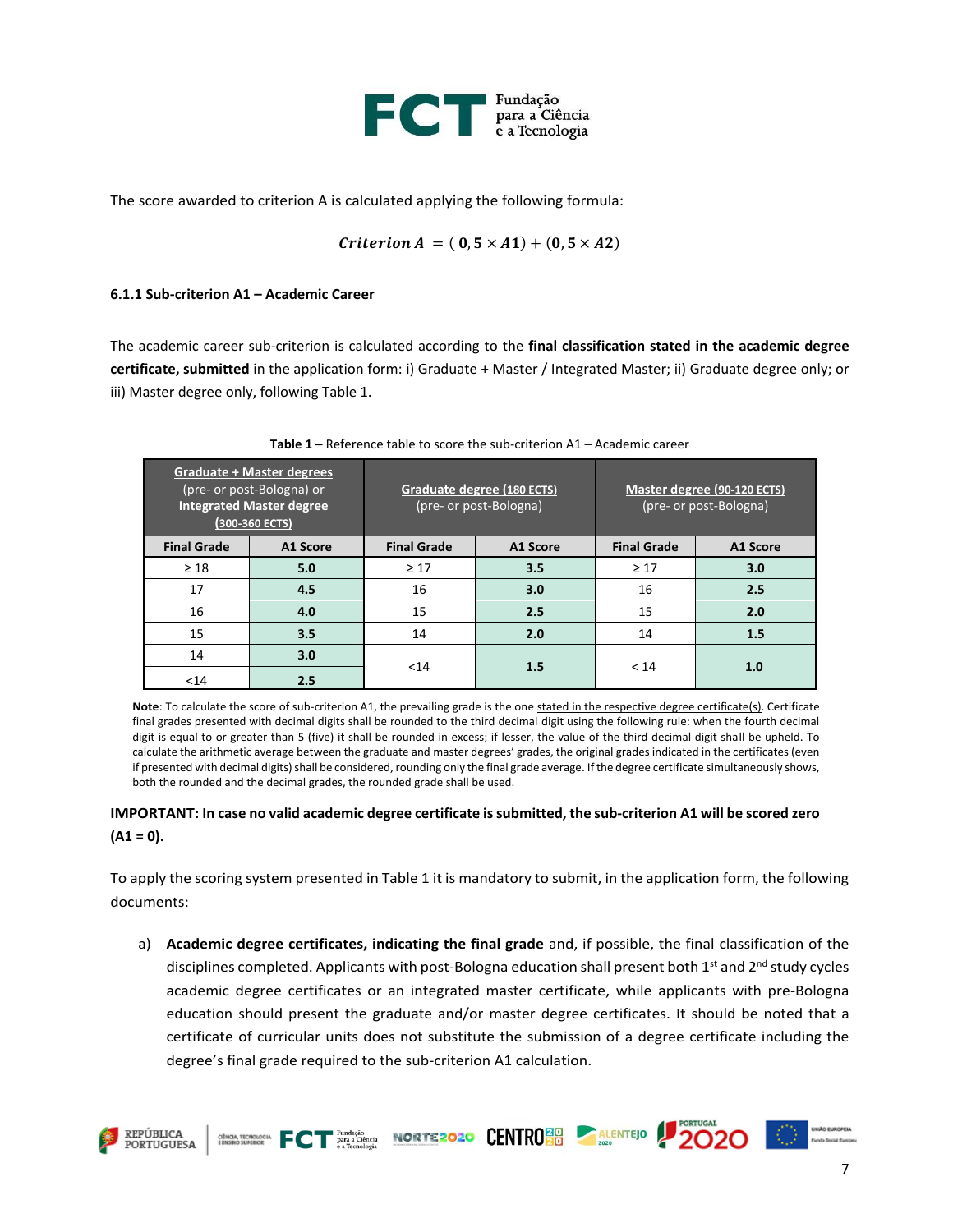The score awarded to criterion A is calculated applying the following formula:

$$Criterion\ A\ = (\mathbf{0,5} \times \mathbf{A1}) + (\mathbf{0,5} \times \mathbf{A2})$$

### 6.1.1 Sub-criterion A1 – Academic Career

The academic career sub-criterion is calculated according to the **final classification stated in the academic degree certificate, submitted** in the application form: i) Graduate + Master / Integrated Master; ii) Graduate degree only; or iii) Master degree only, following Table 1.

**Table 1 –** Reference table to score the sub-criterion A1 – Academic career

| Graduate + Master degrees (pre- or post-Bologna) or Integrated Master degree (300-360 ECTS) | | Graduate degree (180 ECTS) (pre- or post-Bologna) | | Master degree (90-120 ECTS) (pre- or post-Bologna) | |
|---|---|---|---|---|---|
| **Final Grade** | **A1 Score** | **Final Grade** | **A1 Score** | **Final Grade** | **A1 Score** |
| ≥ 18 | **5.0** | ≥ 17 | **3.5** | ≥ 17 | **3.0** |
| 17 | **4.5** | 16 | **3.0** | 16 | **2.5** |
| 16 | **4.0** | 15 | **2.5** | 15 | **2.0** |
| 15 | **3.5** | 14 | **2.0** | 14 | **1.5** |
| 14 | **3.0** | <14 | **1.5** | < 14 | **1.0** |
| <14 | **2.5** | | | | |

**Note**: To calculate the score of sub-criterion A1, the prevailing grade is the one stated in the respective degree certificate(s). Certificate final grades presented with decimal digits shall be rounded to the third decimal digit using the following rule: when the fourth decimal digit is equal to or greater than 5 (five) it shall be rounded in excess; if lesser, the value of the third decimal digit shall be upheld. To calculate the arithmetic average between the graduate and master degrees' grades, the original grades indicated in the certificates (even if presented with decimal digits) shall be considered, rounding only the final grade average. If the degree certificate simultaneously shows, both the rounded and the decimal grades, the rounded grade shall be used.

**IMPORTANT: In case no valid academic degree certificate is submitted, the sub-criterion A1 will be scored zero (A1 = 0).**

To apply the scoring system presented in Table 1 it is mandatory to submit, in the application form, the following documents:

a) **Academic degree certificates, indicating the final grade** and, if possible, the final classification of the disciplines completed. Applicants with post-Bologna education shall present both 1st and 2nd study cycles academic degree certificates or an integrated master certificate, while applicants with pre-Bologna education should present the graduate and/or master degree certificates. It should be noted that a certificate of curricular units does not substitute the submission of a degree certificate including the degree's final grade required to the sub-criterion A1 calculation.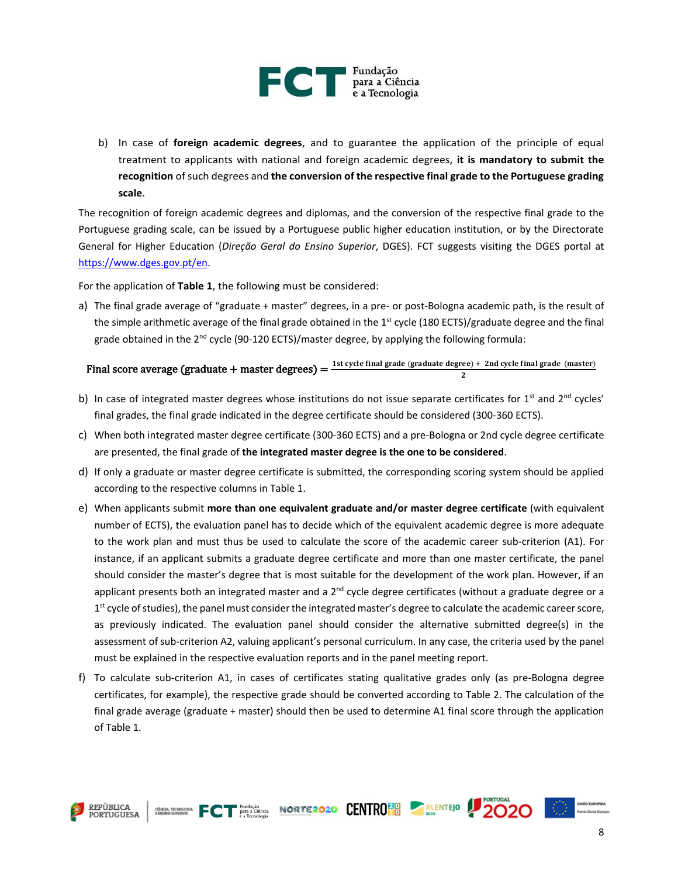b) In case of **foreign academic degrees**, and to guarantee the application of the principle of equal treatment to applicants with national and foreign academic degrees, **it is mandatory to submit the recognition** of such degrees and **the conversion of the respective final grade to the Portuguese grading scale**.

The recognition of foreign academic degrees and diplomas, and the conversion of the respective final grade to the Portuguese grading scale, can be issued by a Portuguese public higher education institution, or by the Directorate General for Higher Education (*Direção Geral do Ensino Superior*, DGES). FCT suggests visiting the DGES portal at https://www.dges.gov.pt/en.

For the application of **Table 1**, the following must be considered:

a) The final grade average of "graduate + master" degrees, in a pre- or post-Bologna academic path, is the result of the simple arithmetic average of the final grade obtained in the 1st cycle (180 ECTS)/graduate degree and the final grade obtained in the 2nd cycle (90-120 ECTS)/master degree, by applying the following formula:

$$\text{Final score average (graduate + master degrees)} = \frac{\text{1st cycle final grade (graduate degree)} + \text{2nd cycle final grade (master)}}{2}$$

b) In case of integrated master degrees whose institutions do not issue separate certificates for 1st and 2nd cycles' final grades, the final grade indicated in the degree certificate should be considered (300-360 ECTS).

c) When both integrated master degree certificate (300-360 ECTS) and a pre-Bologna or 2nd cycle degree certificate are presented, the final grade of **the integrated master degree is the one to be considered**.

d) If only a graduate or master degree certificate is submitted, the corresponding scoring system should be applied according to the respective columns in Table 1.

e) When applicants submit **more than one equivalent graduate and/or master degree certificate** (with equivalent number of ECTS), the evaluation panel has to decide which of the equivalent academic degree is more adequate to the work plan and must thus be used to calculate the score of the academic career sub-criterion (A1). For instance, if an applicant submits a graduate degree certificate and more than one master certificate, the panel should consider the master's degree that is most suitable for the development of the work plan. However, if an applicant presents both an integrated master and a 2nd cycle degree certificates (without a graduate degree or a 1st cycle of studies), the panel must consider the integrated master's degree to calculate the academic career score, as previously indicated. The evaluation panel should consider the alternative submitted degree(s) in the assessment of sub-criterion A2, valuing applicant's personal curriculum. In any case, the criteria used by the panel must be explained in the respective evaluation reports and in the panel meeting report.

f) To calculate sub-criterion A1, in cases of certificates stating qualitative grades only (as pre-Bologna degree certificates, for example), the respective grade should be converted according to Table 2. The calculation of the final grade average (graduate + master) should then be used to determine A1 final score through the application of Table 1.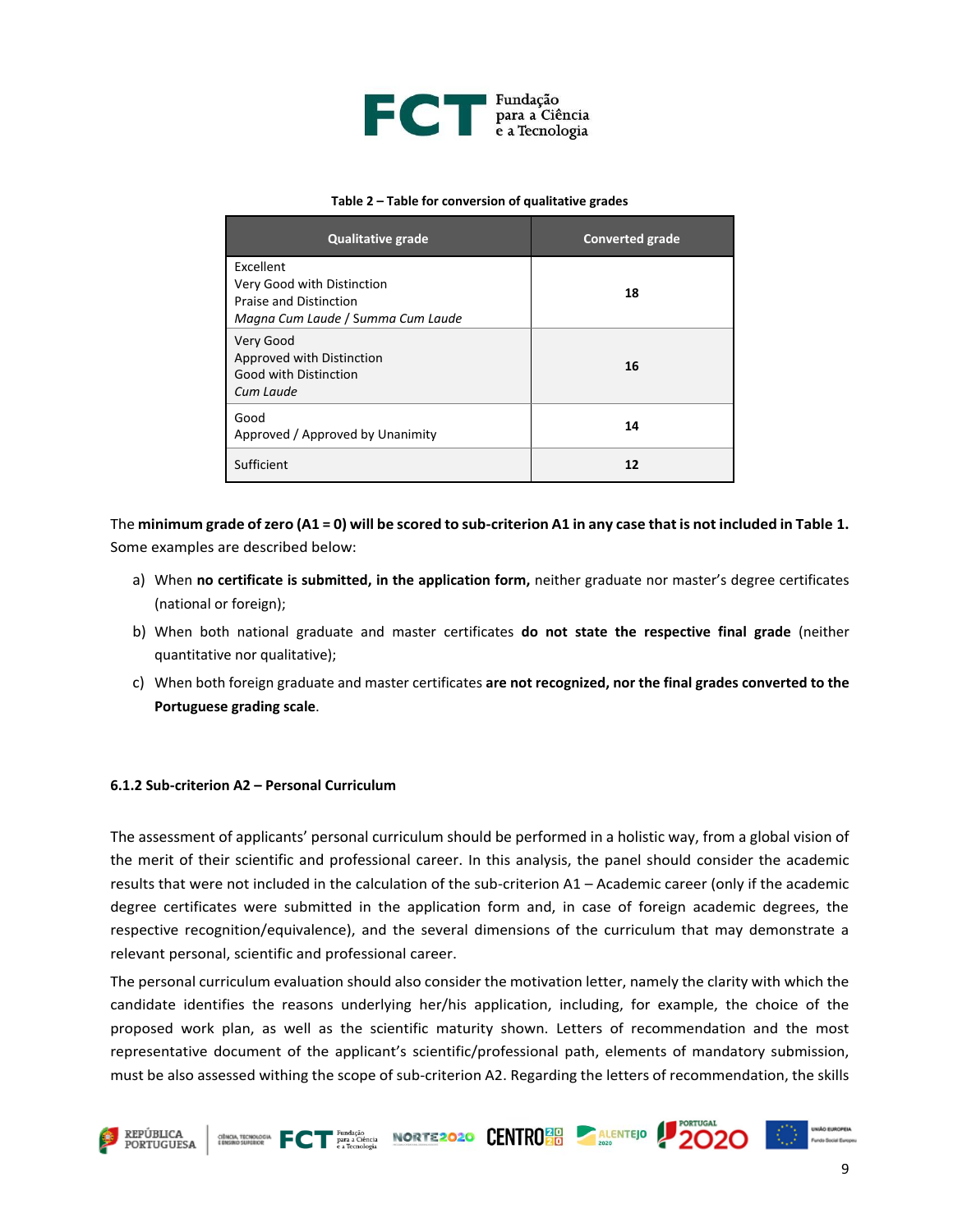**Table 2 – Table for conversion of qualitative grades**

| Qualitative grade | Converted grade |
| --- | --- |
| Excellent<br>Very Good with Distinction<br>Praise and Distinction<br>*Magna Cum Laude* / *Summa Cum Laude* | **18** |
| Very Good<br>Approved with Distinction<br>Good with Distinction<br>*Cum Laude* | **16** |
| Good<br>Approved / Approved by Unanimity | **14** |
| Sufficient | **12** |

The **minimum grade of zero (A1 = 0) will be scored to sub-criterion A1 in any case that is not included in Table 1.** Some examples are described below:

a) When **no certificate is submitted, in the application form,** neither graduate nor master's degree certificates (national or foreign);

b) When both national graduate and master certificates **do not state the respective final grade** (neither quantitative nor qualitative);

c) When both foreign graduate and master certificates **are not recognized, nor the final grades converted to the Portuguese grading scale**.

#### 6.1.2 Sub-criterion A2 – Personal Curriculum

The assessment of applicants' personal curriculum should be performed in a holistic way, from a global vision of the merit of their scientific and professional career. In this analysis, the panel should consider the academic results that were not included in the calculation of the sub-criterion A1 – Academic career (only if the academic degree certificates were submitted in the application form and, in case of foreign academic degrees, the respective recognition/equivalence), and the several dimensions of the curriculum that may demonstrate a relevant personal, scientific and professional career.

The personal curriculum evaluation should also consider the motivation letter, namely the clarity with which the candidate identifies the reasons underlying her/his application, including, for example, the choice of the proposed work plan, as well as the scientific maturity shown. Letters of recommendation and the most representative document of the applicant's scientific/professional path, elements of mandatory submission, must be also assessed withing the scope of sub-criterion A2. Regarding the letters of recommendation, the skills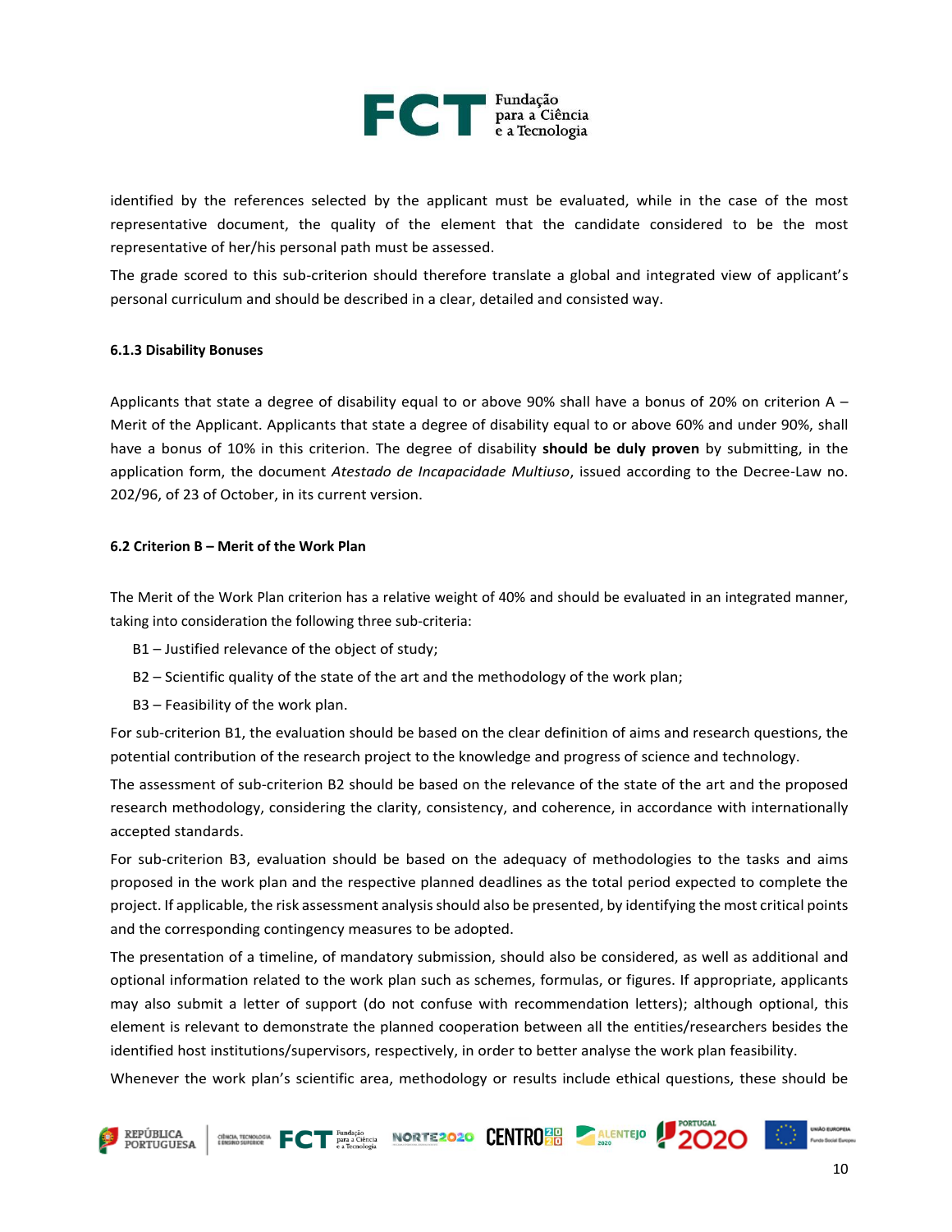identified by the references selected by the applicant must be evaluated, while in the case of the most representative document, the quality of the element that the candidate considered to be the most representative of her/his personal path must be assessed.

The grade scored to this sub-criterion should therefore translate a global and integrated view of applicant's personal curriculum and should be described in a clear, detailed and consisted way.

#### 6.1.3 Disability Bonuses

Applicants that state a degree of disability equal to or above 90% shall have a bonus of 20% on criterion A – Merit of the Applicant. Applicants that state a degree of disability equal to or above 60% and under 90%, shall have a bonus of 10% in this criterion. The degree of disability **should be duly proven** by submitting, in the application form, the document *Atestado de Incapacidade Multiuso*, issued according to the Decree-Law no. 202/96, of 23 of October, in its current version.

### 6.2 Criterion B – Merit of the Work Plan

The Merit of the Work Plan criterion has a relative weight of 40% and should be evaluated in an integrated manner, taking into consideration the following three sub-criteria:

- B1 – Justified relevance of the object of study;
- B2 – Scientific quality of the state of the art and the methodology of the work plan;
- B3 – Feasibility of the work plan.

For sub-criterion B1, the evaluation should be based on the clear definition of aims and research questions, the potential contribution of the research project to the knowledge and progress of science and technology.

The assessment of sub-criterion B2 should be based on the relevance of the state of the art and the proposed research methodology, considering the clarity, consistency, and coherence, in accordance with internationally accepted standards.

For sub-criterion B3, evaluation should be based on the adequacy of methodologies to the tasks and aims proposed in the work plan and the respective planned deadlines as the total period expected to complete the project. If applicable, the risk assessment analysis should also be presented, by identifying the most critical points and the corresponding contingency measures to be adopted.

The presentation of a timeline, of mandatory submission, should also be considered, as well as additional and optional information related to the work plan such as schemes, formulas, or figures. If appropriate, applicants may also submit a letter of support (do not confuse with recommendation letters); although optional, this element is relevant to demonstrate the planned cooperation between all the entities/researchers besides the identified host institutions/supervisors, respectively, in order to better analyse the work plan feasibility.

Whenever the work plan's scientific area, methodology or results include ethical questions, these should be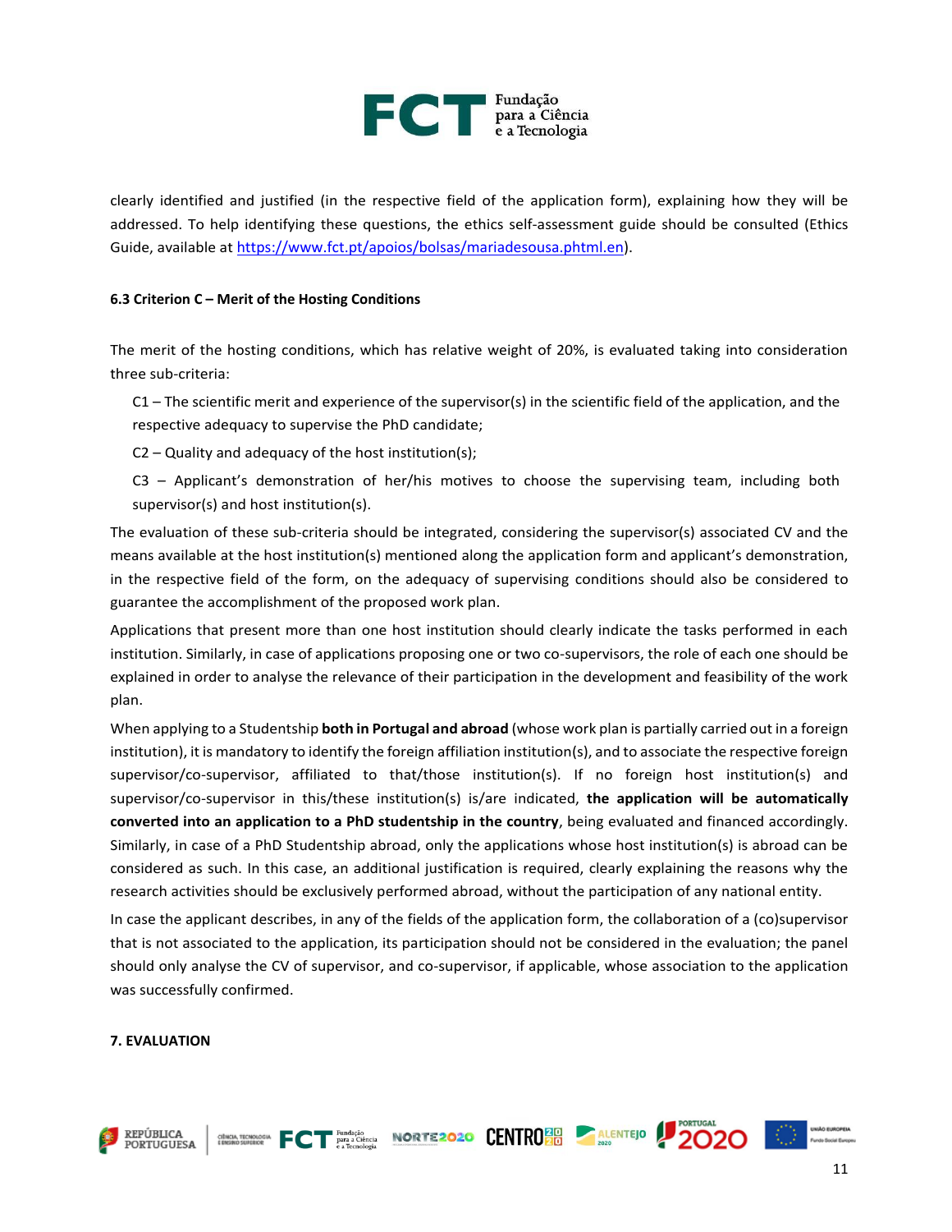clearly identified and justified (in the respective field of the application form), explaining how they will be addressed. To help identifying these questions, the ethics self-assessment guide should be consulted (Ethics Guide, available at [https://www.fct.pt/apoios/bolsas/mariadesousa.phtml.en](https://www.fct.pt/apoios/bolsas/mariadesousa.phtml.en)).

### 6.3 Criterion C – Merit of the Hosting Conditions

The merit of the hosting conditions, which has relative weight of 20%, is evaluated taking into consideration three sub-criteria:

C1 – The scientific merit and experience of the supervisor(s) in the scientific field of the application, and the respective adequacy to supervise the PhD candidate;

C2 – Quality and adequacy of the host institution(s);

C3 – Applicant's demonstration of her/his motives to choose the supervising team, including both supervisor(s) and host institution(s).

The evaluation of these sub-criteria should be integrated, considering the supervisor(s) associated CV and the means available at the host institution(s) mentioned along the application form and applicant's demonstration, in the respective field of the form, on the adequacy of supervising conditions should also be considered to guarantee the accomplishment of the proposed work plan.

Applications that present more than one host institution should clearly indicate the tasks performed in each institution. Similarly, in case of applications proposing one or two co-supervisors, the role of each one should be explained in order to analyse the relevance of their participation in the development and feasibility of the work plan.

When applying to a Studentship **both in Portugal and abroad** (whose work plan is partially carried out in a foreign institution), it is mandatory to identify the foreign affiliation institution(s), and to associate the respective foreign supervisor/co-supervisor, affiliated to that/those institution(s). If no foreign host institution(s) and supervisor/co-supervisor in this/these institution(s) is/are indicated, **the application will be automatically converted into an application to a PhD studentship in the country**, being evaluated and financed accordingly. Similarly, in case of a PhD Studentship abroad, only the applications whose host institution(s) is abroad can be considered as such. In this case, an additional justification is required, clearly explaining the reasons why the research activities should be exclusively performed abroad, without the participation of any national entity.

In case the applicant describes, in any of the fields of the application form, the collaboration of a (co)supervisor that is not associated to the application, its participation should not be considered in the evaluation; the panel should only analyse the CV of supervisor, and co-supervisor, if applicable, whose association to the application was successfully confirmed.

## 7. EVALUATION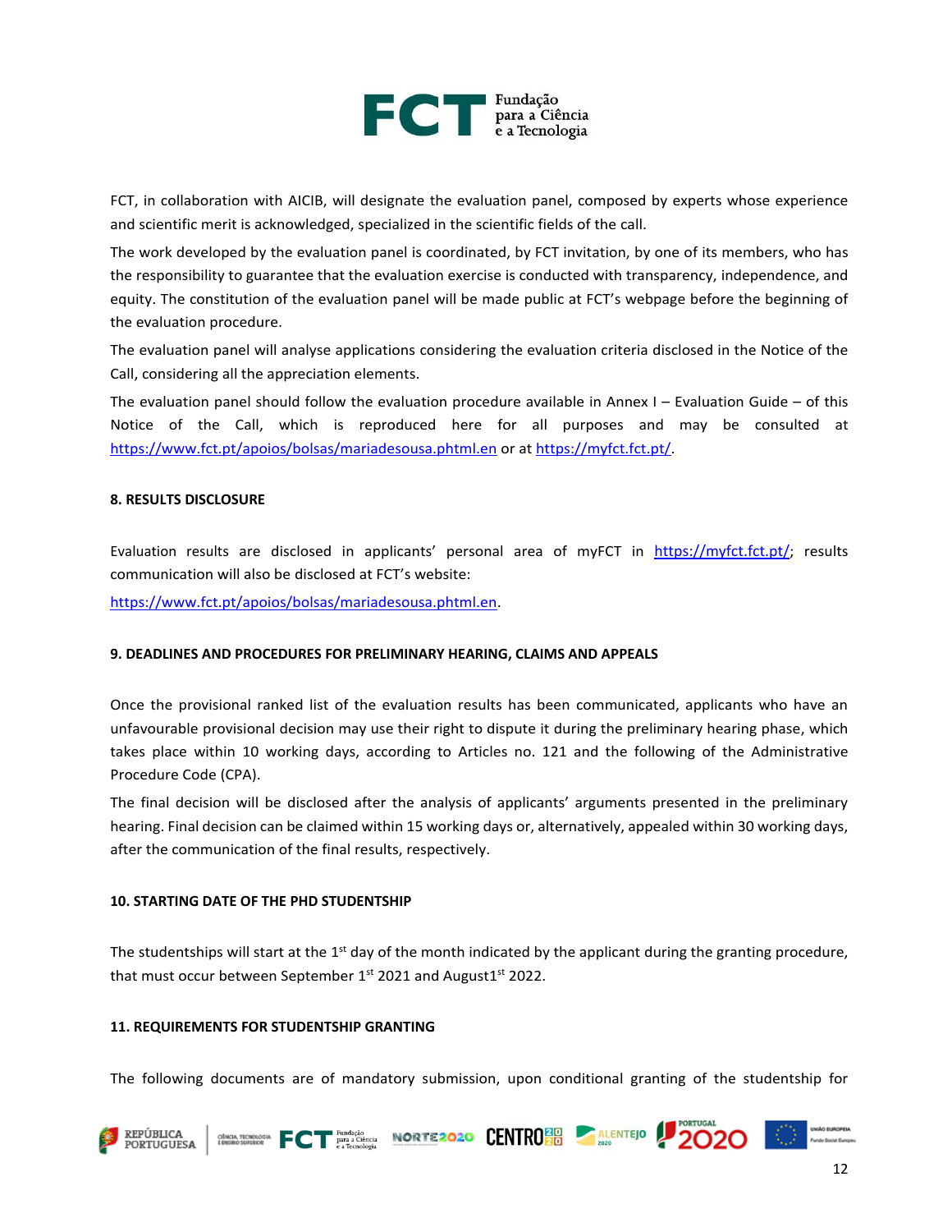FCT, in collaboration with AICIB, will designate the evaluation panel, composed by experts whose experience and scientific merit is acknowledged, specialized in the scientific fields of the call.

The work developed by the evaluation panel is coordinated, by FCT invitation, by one of its members, who has the responsibility to guarantee that the evaluation exercise is conducted with transparency, independence, and equity. The constitution of the evaluation panel will be made public at FCT's webpage before the beginning of the evaluation procedure.

The evaluation panel will analyse applications considering the evaluation criteria disclosed in the Notice of the Call, considering all the appreciation elements.

The evaluation panel should follow the evaluation procedure available in Annex I – Evaluation Guide – of this Notice of the Call, which is reproduced here for all purposes and may be consulted at https://www.fct.pt/apoios/bolsas/mariadesousa.phtml.en or at https://myfct.fct.pt/.

#### 8. RESULTS DISCLOSURE

Evaluation results are disclosed in applicants' personal area of myFCT in https://myfct.fct.pt/; results communication will also be disclosed at FCT's website:

https://www.fct.pt/apoios/bolsas/mariadesousa.phtml.en.

#### 9. DEADLINES AND PROCEDURES FOR PRELIMINARY HEARING, CLAIMS AND APPEALS

Once the provisional ranked list of the evaluation results has been communicated, applicants who have an unfavourable provisional decision may use their right to dispute it during the preliminary hearing phase, which takes place within 10 working days, according to Articles no. 121 and the following of the Administrative Procedure Code (CPA).

The final decision will be disclosed after the analysis of applicants' arguments presented in the preliminary hearing. Final decision can be claimed within 15 working days or, alternatively, appealed within 30 working days, after the communication of the final results, respectively.

#### 10. STARTING DATE OF THE PHD STUDENTSHIP

The studentships will start at the 1st day of the month indicated by the applicant during the granting procedure, that must occur between September 1st 2021 and August1st 2022.

#### 11. REQUIREMENTS FOR STUDENTSHIP GRANTING

The following documents are of mandatory submission, upon conditional granting of the studentship for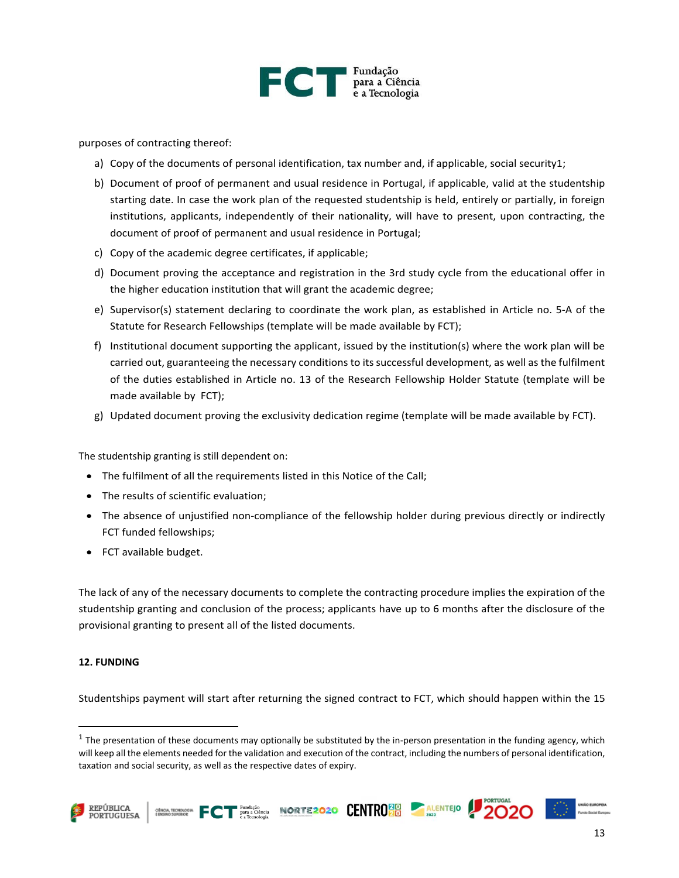purposes of contracting thereof:

a) Copy of the documents of personal identification, tax number and, if applicable, social security[1];
b) Document of proof of permanent and usual residence in Portugal, if applicable, valid at the studentship starting date. In case the work plan of the requested studentship is held, entirely or partially, in foreign institutions, applicants, independently of their nationality, will have to present, upon contracting, the document of proof of permanent and usual residence in Portugal;
c) Copy of the academic degree certificates, if applicable;
d) Document proving the acceptance and registration in the 3rd study cycle from the educational offer in the higher education institution that will grant the academic degree;
e) Supervisor(s) statement declaring to coordinate the work plan, as established in Article no. 5-A of the Statute for Research Fellowships (template will be made available by FCT);
f) Institutional document supporting the applicant, issued by the institution(s) where the work plan will be carried out, guaranteeing the necessary conditions to its successful development, as well as the fulfilment of the duties established in Article no. 13 of the Research Fellowship Holder Statute (template will be made available by FCT);
g) Updated document proving the exclusivity dedication regime (template will be made available by FCT).

The studentship granting is still dependent on:

- The fulfilment of all the requirements listed in this Notice of the Call;
- The results of scientific evaluation;
- The absence of unjustified non-compliance of the fellowship holder during previous directly or indirectly FCT funded fellowships;
- FCT available budget.

The lack of any of the necessary documents to complete the contracting procedure implies the expiration of the studentship granting and conclusion of the process; applicants have up to 6 months after the disclosure of the provisional granting to present all of the listed documents.

**12. FUNDING**

Studentships payment will start after returning the signed contract to FCT, which should happen within the 15

---

[1] The presentation of these documents may optionally be substituted by the in-person presentation in the funding agency, which will keep all the elements needed for the validation and execution of the contract, including the numbers of personal identification, taxation and social security, as well as the respective dates of expiry.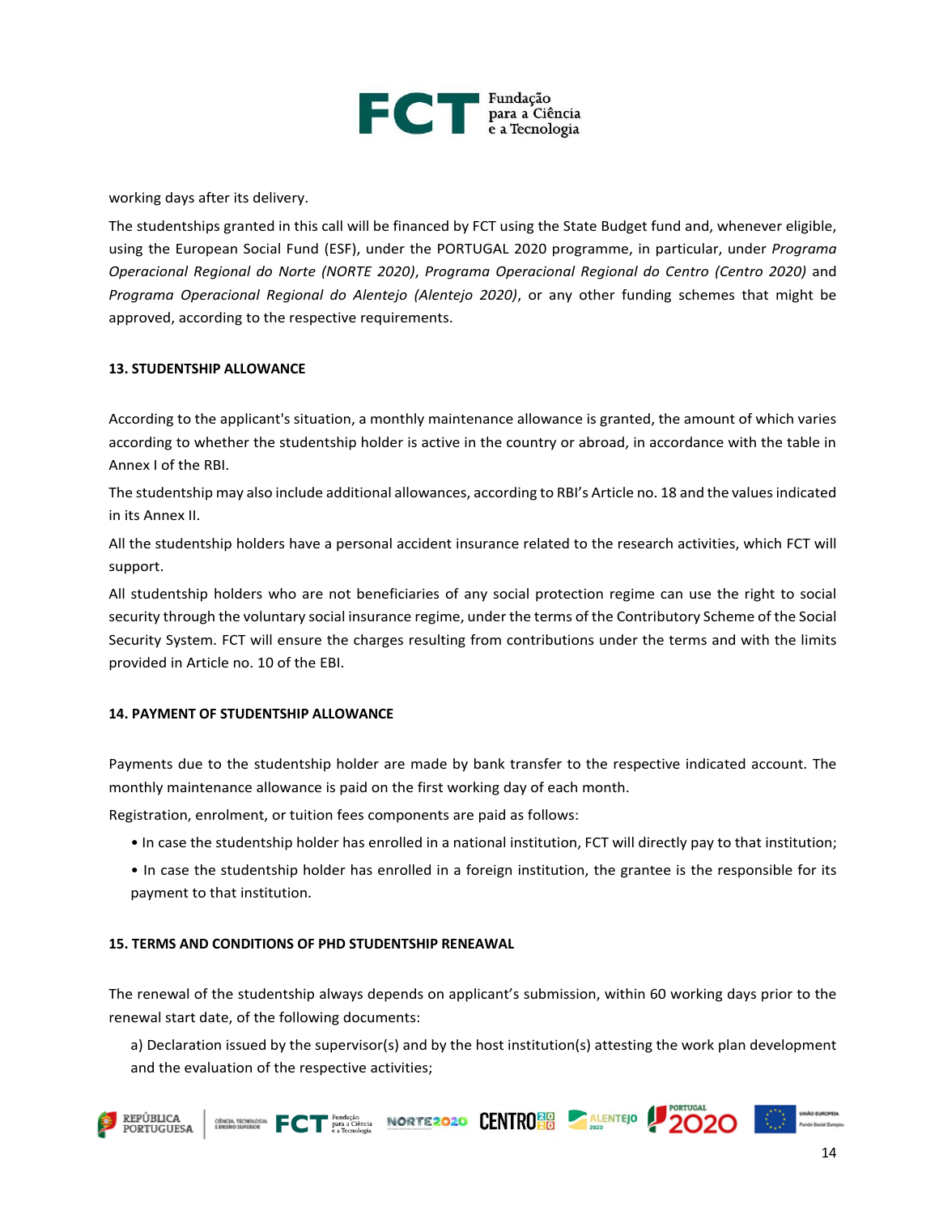working days after its delivery.

The studentships granted in this call will be financed by FCT using the State Budget fund and, whenever eligible, using the European Social Fund (ESF), under the PORTUGAL 2020 programme, in particular, under *Programa Operacional Regional do Norte (NORTE 2020)*, *Programa Operacional Regional do Centro (Centro 2020)* and *Programa Operacional Regional do Alentejo (Alentejo 2020)*, or any other funding schemes that might be approved, according to the respective requirements.

**13. STUDENTSHIP ALLOWANCE**

According to the applicant's situation, a monthly maintenance allowance is granted, the amount of which varies according to whether the studentship holder is active in the country or abroad, in accordance with the table in Annex I of the RBI.

The studentship may also include additional allowances, according to RBI's Article no. 18 and the values indicated in its Annex II.

All the studentship holders have a personal accident insurance related to the research activities, which FCT will support.

All studentship holders who are not beneficiaries of any social protection regime can use the right to social security through the voluntary social insurance regime, under the terms of the Contributory Scheme of the Social Security System. FCT will ensure the charges resulting from contributions under the terms and with the limits provided in Article no. 10 of the EBI.

**14. PAYMENT OF STUDENTSHIP ALLOWANCE**

Payments due to the studentship holder are made by bank transfer to the respective indicated account. The monthly maintenance allowance is paid on the first working day of each month.

Registration, enrolment, or tuition fees components are paid as follows:

- In case the studentship holder has enrolled in a national institution, FCT will directly pay to that institution;
- In case the studentship holder has enrolled in a foreign institution, the grantee is the responsible for its payment to that institution.

**15. TERMS AND CONDITIONS OF PHD STUDENTSHIP RENEAWAL**

The renewal of the studentship always depends on applicant's submission, within 60 working days prior to the renewal start date, of the following documents:

a) Declaration issued by the supervisor(s) and by the host institution(s) attesting the work plan development and the evaluation of the respective activities;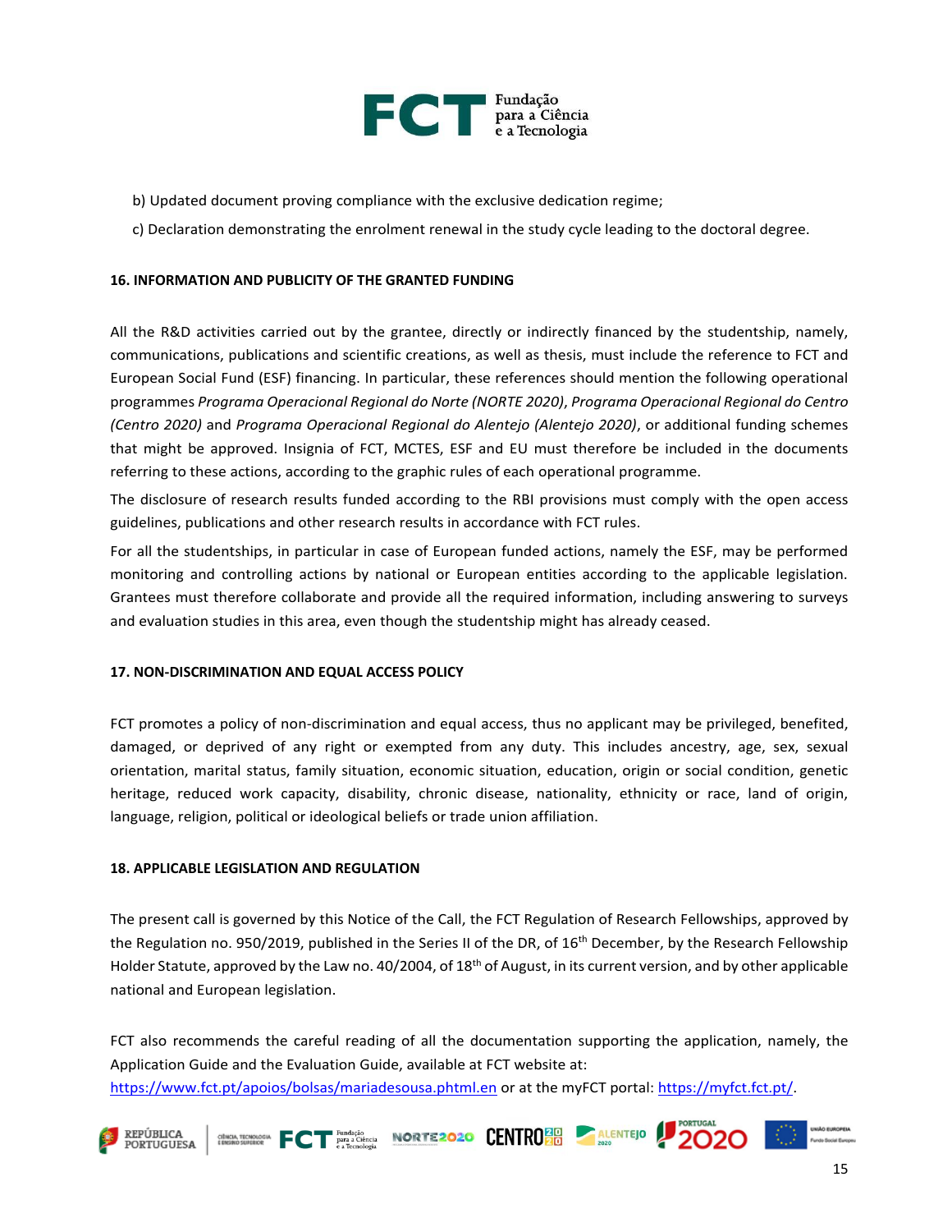b) Updated document proving compliance with the exclusive dedication regime;

c) Declaration demonstrating the enrolment renewal in the study cycle leading to the doctoral degree.

**16. INFORMATION AND PUBLICITY OF THE GRANTED FUNDING**

All the R&D activities carried out by the grantee, directly or indirectly financed by the studentship, namely, communications, publications and scientific creations, as well as thesis, must include the reference to FCT and European Social Fund (ESF) financing. In particular, these references should mention the following operational programmes *Programa Operacional Regional do Norte (NORTE 2020)*, *Programa Operacional Regional do Centro (Centro 2020)* and *Programa Operacional Regional do Alentejo (Alentejo 2020)*, or additional funding schemes that might be approved. Insignia of FCT, MCTES, ESF and EU must therefore be included in the documents referring to these actions, according to the graphic rules of each operational programme.

The disclosure of research results funded according to the RBI provisions must comply with the open access guidelines, publications and other research results in accordance with FCT rules.

For all the studentships, in particular in case of European funded actions, namely the ESF, may be performed monitoring and controlling actions by national or European entities according to the applicable legislation. Grantees must therefore collaborate and provide all the required information, including answering to surveys and evaluation studies in this area, even though the studentship might has already ceased.

**17. NON-DISCRIMINATION AND EQUAL ACCESS POLICY**

FCT promotes a policy of non-discrimination and equal access, thus no applicant may be privileged, benefited, damaged, or deprived of any right or exempted from any duty. This includes ancestry, age, sex, sexual orientation, marital status, family situation, economic situation, education, origin or social condition, genetic heritage, reduced work capacity, disability, chronic disease, nationality, ethnicity or race, land of origin, language, religion, political or ideological beliefs or trade union affiliation.

**18. APPLICABLE LEGISLATION AND REGULATION**

The present call is governed by this Notice of the Call, the FCT Regulation of Research Fellowships, approved by the Regulation no. 950/2019, published in the Series II of the DR, of 16th December, by the Research Fellowship Holder Statute, approved by the Law no. 40/2004, of 18th of August, in its current version, and by other applicable national and European legislation.

FCT also recommends the careful reading of all the documentation supporting the application, namely, the Application Guide and the Evaluation Guide, available at FCT website at: https://www.fct.pt/apoios/bolsas/mariadesousa.phtml.en or at the myFCT portal: https://myfct.fct.pt/.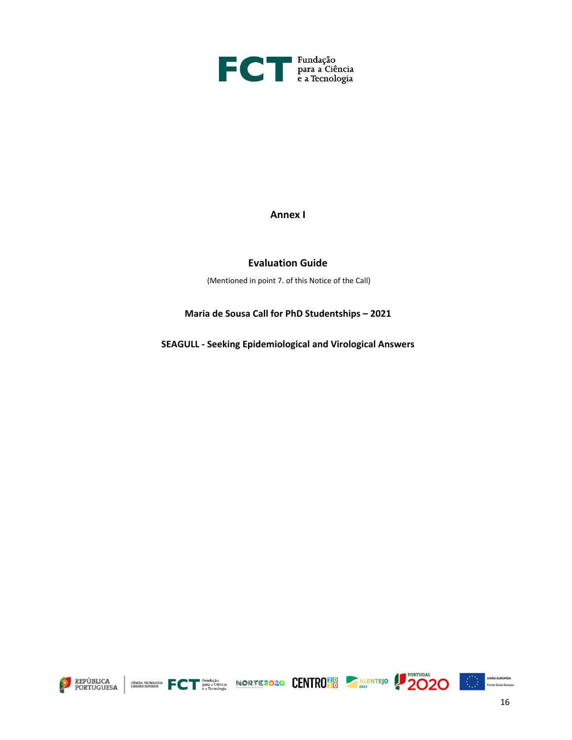# Annex I

## Evaluation Guide

(Mentioned in point 7. of this Notice of the Call)

**Maria de Sousa Call for PhD Studentships – 2021**

**SEAGULL - Seeking Epidemiological and Virological Answers**